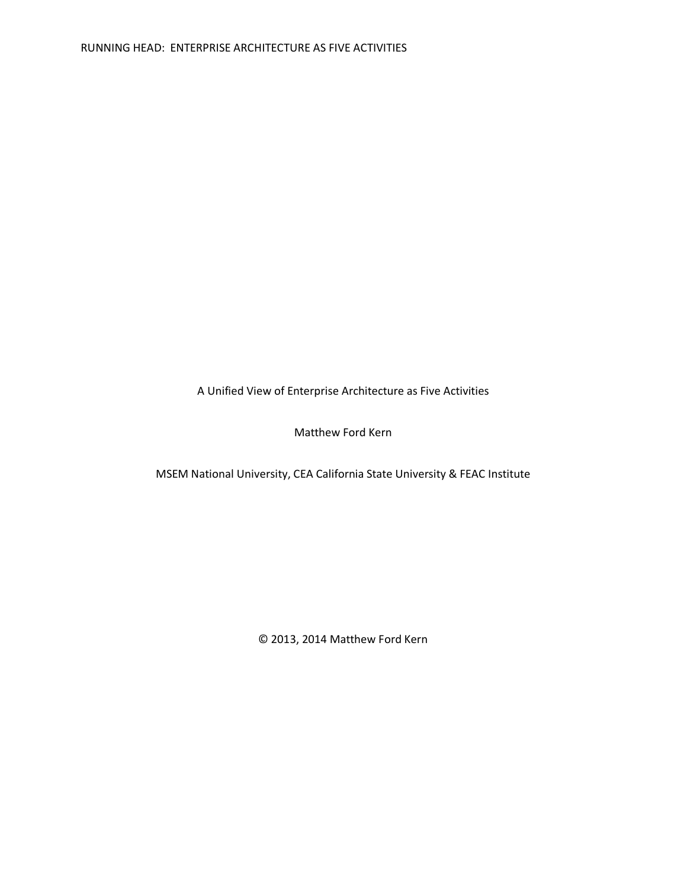# A Unified View of Enterprise Architecture as Five Activities

Matthew Ford Kern

MSEM National University, CEA California State University & FEAC Institute

© 2013, 2014 Matthew Ford Kern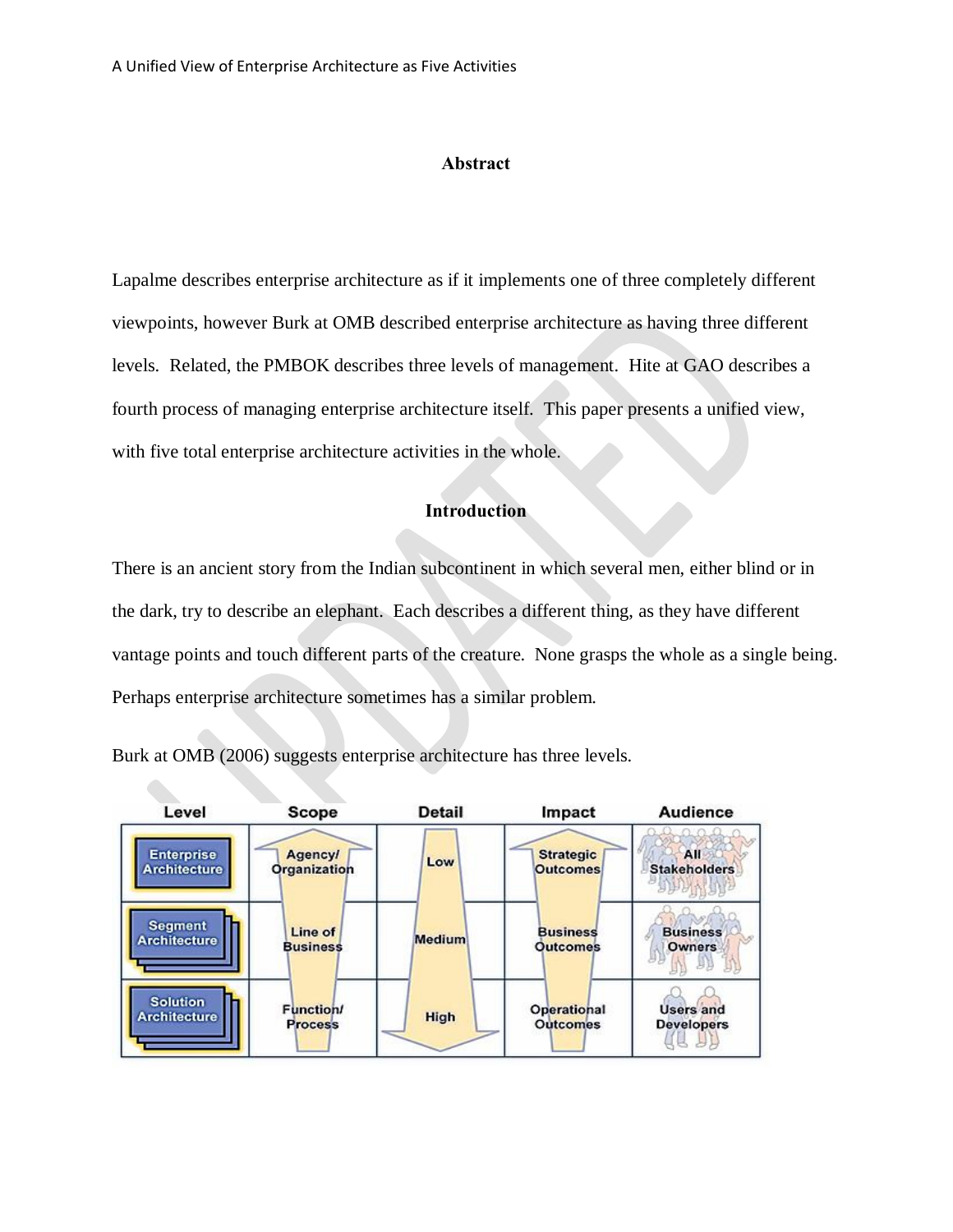## Abstract

Lapalme describes enterprise architecture as if it implements one of three completely different viewpoints, however Burk at OMB described enterprise architecture as having three different levels. Related, the PMBOK describes three levels of management. Hite at GAO describes a fourth process of managing enterprise architecture itself. This paper presents a unified view, with five total enterprise architecture activities in the whole.

## Introduction

There is an ancient story from the Indian subcontinent in which several men, either blind or in the dark, try to describe an elephant. Each describes a different thing, as they have different vantage points and touch different parts of the creature. None grasps the whole as a single being. Perhaps enterprise architecture sometimes has a similar problem.

Burk at OMB (2006) suggests enterprise architecture has three levels.

| Level | Scope | Detail | Impact | Audience |
|---|---|---|---|---|
| Enterprise Architecture | Agency/ Organization | Low | Strategic Outcomes | All Stakeholders |
| Segment Architecture | Line of Business | Medium | Business Outcomes | Business Owners |
| Solution Architecture | Function/ Process | High | Operational Outcomes | Users and Developers |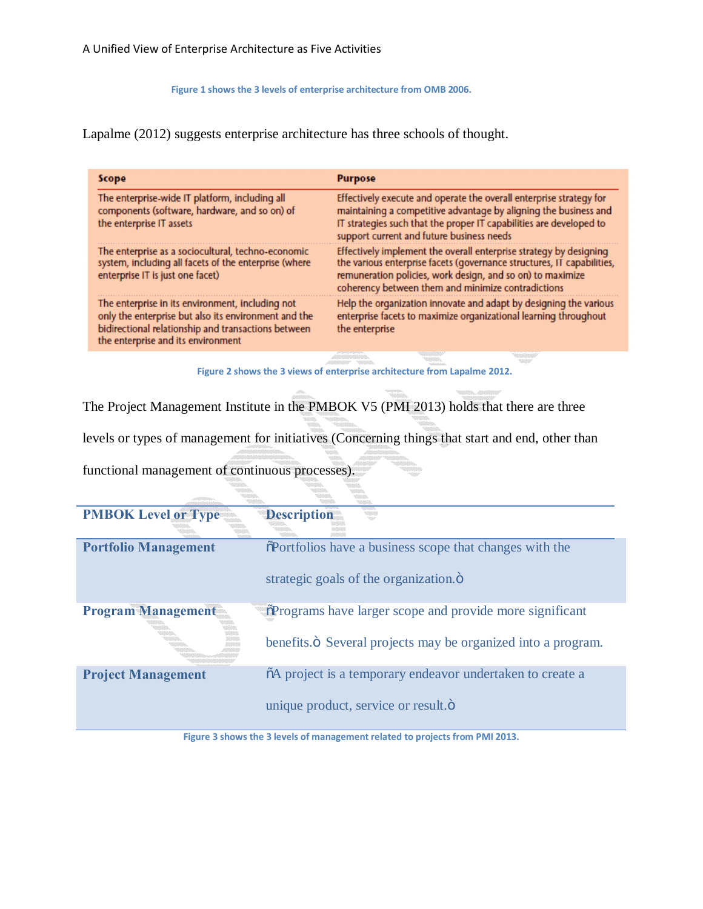Figure 1 shows the 3 levels of enterprise architecture from OMB 2006.

Lapalme (2012) suggests enterprise architecture has three schools of thought.

| Scope | Purpose |
|---|---|
| The enterprise-wide IT platform, including all components (software, hardware, and so on) of the enterprise IT assets | Effectively execute and operate the overall enterprise strategy for maintaining a competitive advantage by aligning the business and IT strategies such that the proper IT capabilities are developed to support current and future business needs |
| The enterprise as a sociocultural, techno-economic system, including all facets of the enterprise (where enterprise IT is just one facet) | Effectively implement the overall enterprise strategy by designing the various enterprise facets (governance structures, IT capabilities, remuneration policies, work design, and so on) to maximize coherency between them and minimize contradictions |
| The enterprise in its environment, including not only the enterprise but also its environment and the bidirectional relationship and transactions between the enterprise and its environment | Help the organization innovate and adapt by designing the various enterprise facets to maximize organizational learning throughout the enterprise |

Figure 2 shows the 3 views of enterprise architecture from Lapalme 2012.

The Project Management Institute in the PMBOK V5 (PMI 2013) holds that there are three levels or types of management for initiatives (Concerning things that start and end, other than functional management of continuous processes).

| PMBOK Level or Type | Description |
|---|---|
| **Portfolio Management** | ñPortfolios have a business scope that changes with the strategic goals of the organization.ò |
| **Program Management** | ñPrograms have larger scope and provide more significant benefits.ò Several projects may be organized into a program. |
| **Project Management** | ñA project is a temporary endeavor undertaken to create a unique product, service or result.ò |

Figure 3 shows the 3 levels of management related to projects from PMI 2013.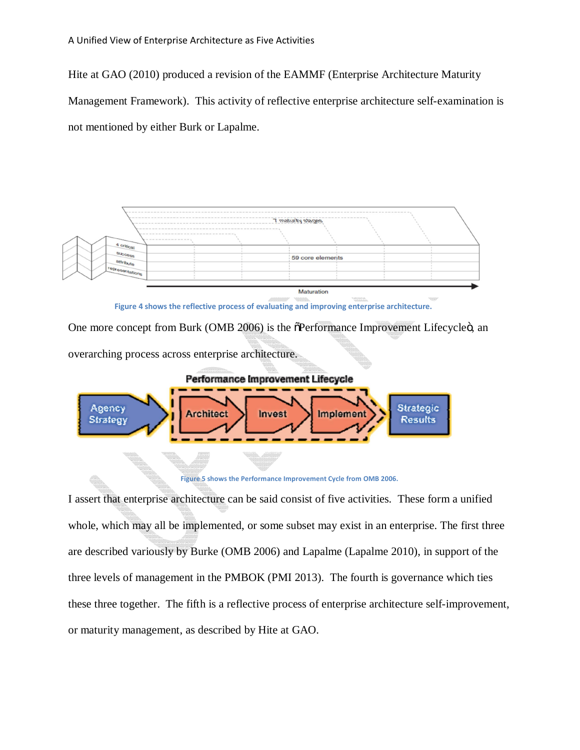Hite at GAO (2010) produced a revision of the EAMMF (Enterprise Architecture Maturity Management Framework). This activity of reflective enterprise architecture self-examination is not mentioned by either Burk or Lapalme.

Figure 4 shows the reflective process of evaluating and improving enterprise architecture.

One more concept from Burk (OMB 2006) is the "Performance Improvement Lifecycle", an overarching process across enterprise architecture.

Figure 5 shows the Performance Improvement Cycle from OMB 2006.

I assert that enterprise architecture can be said consist of five activities. These form a unified whole, which may all be implemented, or some subset may exist in an enterprise. The first three are described variously by Burke (OMB 2006) and Lapalme (Lapalme 2010), in support of the three levels of management in the PMBOK (PMI 2013). The fourth is governance which ties these three together. The fifth is a reflective process of enterprise architecture self-improvement, or maturity management, as described by Hite at GAO.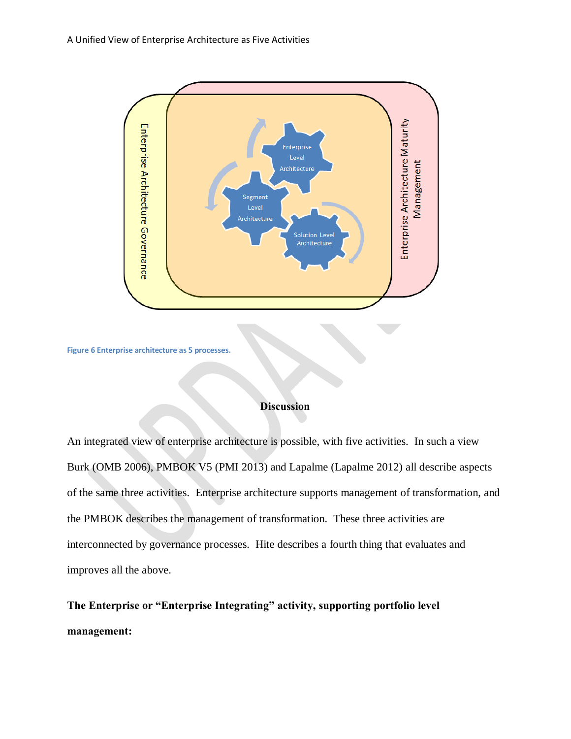Figure 6 Enterprise architecture as 5 processes.

## Discussion

An integrated view of enterprise architecture is possible, with five activities. In such a view Burk (OMB 2006), PMBOK V5 (PMI 2013) and Lapalme (Lapalme 2012) all describe aspects of the same three activities. Enterprise architecture supports management of transformation, and the PMBOK describes the management of transformation. These three activities are interconnected by governance processes. Hite describes a fourth thing that evaluates and improves all the above.

**The Enterprise or "Enterprise Integrating" activity, supporting portfolio level management:**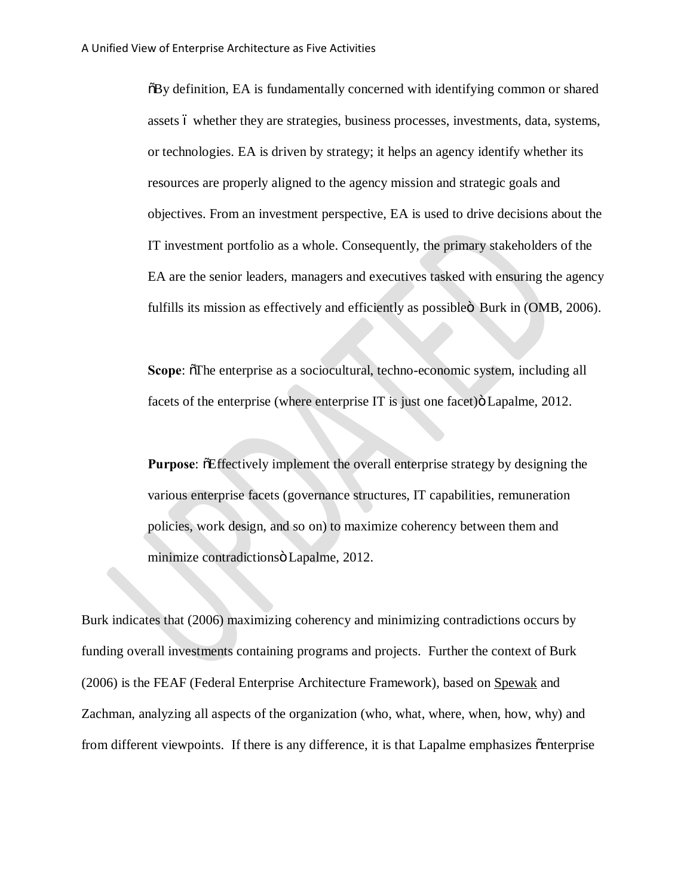> "By definition, EA is fundamentally concerned with identifying common or shared assets – whether they are strategies, business processes, investments, data, systems, or technologies. EA is driven by strategy; it helps an agency identify whether its resources are properly aligned to the agency mission and strategic goals and objectives. From an investment perspective, EA is used to drive decisions about the IT investment portfolio as a whole. Consequently, the primary stakeholders of the EA are the senior leaders, managers and executives tasked with ensuring the agency fulfills its mission as effectively and efficiently as possible" Burk in (OMB, 2006).
>
> **Scope**: "The enterprise as a sociocultural, techno-economic system, including all facets of the enterprise (where enterprise IT is just one facet)" Lapalme, 2012.
>
> **Purpose**: "Effectively implement the overall enterprise strategy by designing the various enterprise facets (governance structures, IT capabilities, remuneration policies, work design, and so on) to maximize coherency between them and minimize contradictions" Lapalme, 2012.

Burk indicates that (2006) maximizing coherency and minimizing contradictions occurs by funding overall investments containing programs and projects. Further the context of Burk (2006) is the FEAF (Federal Enterprise Architecture Framework), based on Spewak and Zachman, analyzing all aspects of the organization (who, what, where, when, how, why) and from different viewpoints. If there is any difference, it is that Lapalme emphasizes "enterprise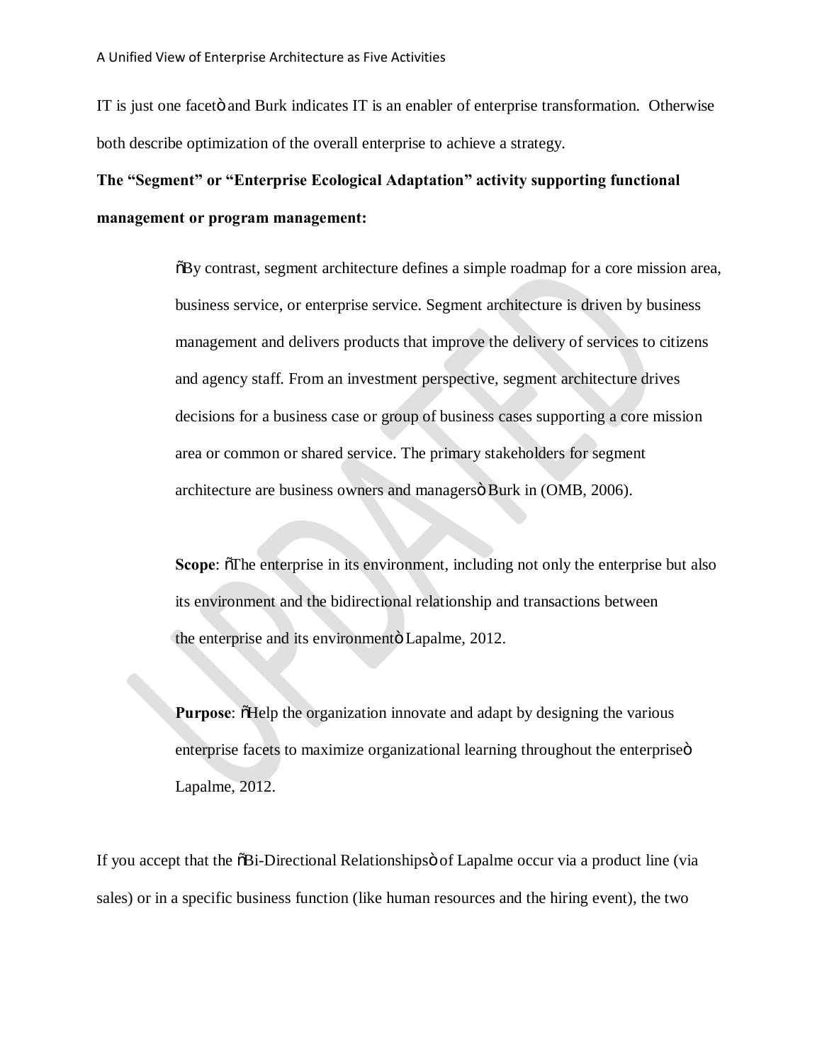IT is just one facetö and Burk indicates IT is an enabler of enterprise transformation. Otherwise both describe optimization of the overall enterprise to achieve a strategy.

**The "Segment" or "Enterprise Ecological Adaptation" activity supporting functional management or program management:**

> õBy contrast, segment architecture defines a simple roadmap for a core mission area, business service, or enterprise service. Segment architecture is driven by business management and delivers products that improve the delivery of services to citizens and agency staff. From an investment perspective, segment architecture drives decisions for a business case or group of business cases supporting a core mission area or common or shared service. The primary stakeholders for segment architecture are business owners and managersö Burk in (OMB, 2006).
>
> **Scope**: õThe enterprise in its environment, including not only the enterprise but also its environment and the bidirectional relationship and transactions between the enterprise and its environmentö Lapalme, 2012.
>
> **Purpose**: õHelp the organization innovate and adapt by designing the various enterprise facets to maximize organizational learning throughout the enterpriseö Lapalme, 2012.

If you accept that the õBi-Directional Relationshipsö of Lapalme occur via a product line (via sales) or in a specific business function (like human resources and the hiring event), the two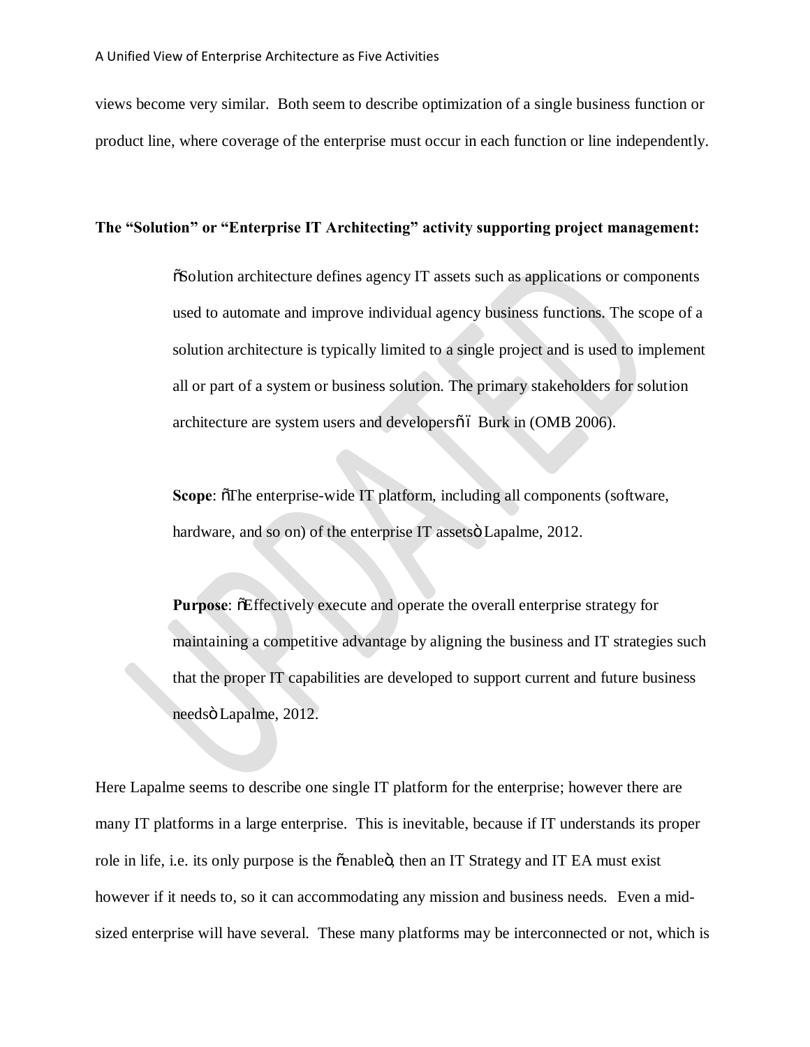views become very similar. Both seem to describe optimization of a single business function or product line, where coverage of the enterprise must occur in each function or line independently.

**The "Solution" or "Enterprise IT Architecting" activity supporting project management:**

> "Solution architecture defines agency IT assets such as applications or components used to automate and improve individual agency business functions. The scope of a solution architecture is typically limited to a single project and is used to implement all or part of a system or business solution. The primary stakeholders for solution architecture are system users and developers" – Burk in (OMB 2006).
>
> **Scope**: "The enterprise-wide IT platform, including all components (software, hardware, and so on) of the enterprise IT assets" Lapalme, 2012.
>
> **Purpose**: "Effectively execute and operate the overall enterprise strategy for maintaining a competitive advantage by aligning the business and IT strategies such that the proper IT capabilities are developed to support current and future business needs" Lapalme, 2012.

Here Lapalme seems to describe one single IT platform for the enterprise; however there are many IT platforms in a large enterprise. This is inevitable, because if IT understands its proper role in life, i.e. its only purpose is the "enable", then an IT Strategy and IT EA must exist however if it needs to, so it can accommodating any mission and business needs. Even a mid-sized enterprise will have several. These many platforms may be interconnected or not, which is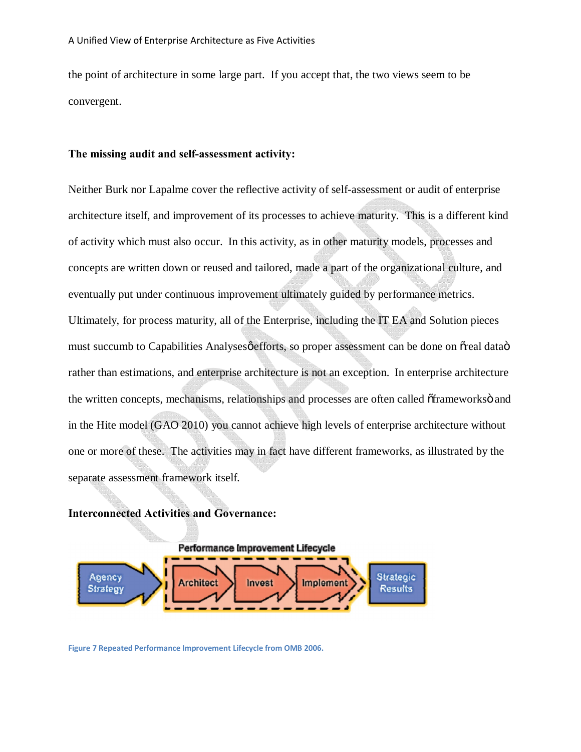the point of architecture in some large part. If you accept that, the two views seem to be convergent.

**The missing audit and self-assessment activity:**

Neither Burk nor Lapalme cover the reflective activity of self-assessment or audit of enterprise architecture itself, and improvement of its processes to achieve maturity. This is a different kind of activity which must also occur. In this activity, as in other maturity models, processes and concepts are written down or reused and tailored, made a part of the organizational culture, and eventually put under continuous improvement ultimately guided by performance metrics. Ultimately, for process maturity, all of the Enterprise, including the IT EA and Solution pieces must succumb to Capabilities Analysesφefforts, so proper assessment can be done on õreal dataò rather than estimations, and enterprise architecture is not an exception. In enterprise architecture the written concepts, mechanisms, relationships and processes are often called õframeworksò and in the Hite model (GAO 2010) you cannot achieve high levels of enterprise architecture without one or more of these. The activities may in fact have different frameworks, as illustrated by the separate assessment framework itself.

**Interconnected Activities and Governance:**

Performance Improvement Lifecycle

Agency Strategy → Architect → Invest → Implement → Strategic Results

Figure 7 Repeated Performance Improvement Lifecycle from OMB 2006.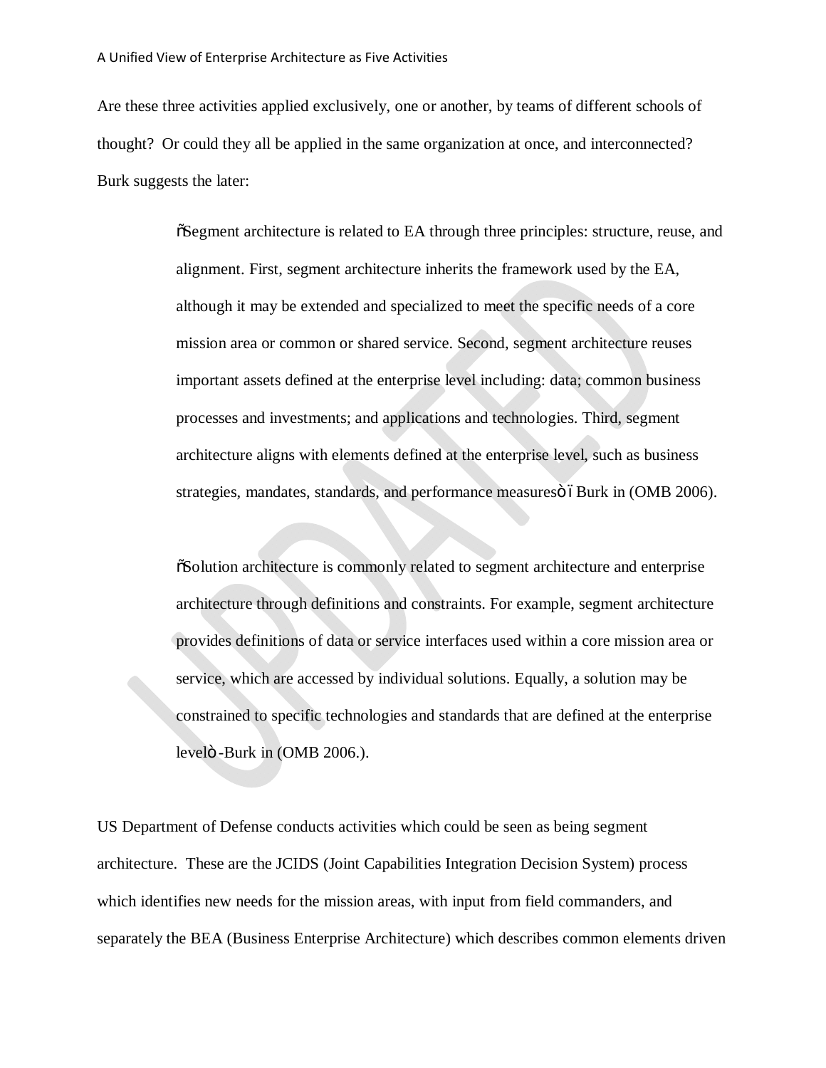Are these three activities applied exclusively, one or another, by teams of different schools of thought? Or could they all be applied in the same organization at once, and interconnected? Burk suggests the later:

> õSegment architecture is related to EA through three principles: structure, reuse, and alignment. First, segment architecture inherits the framework used by the EA, although it may be extended and specialized to meet the specific needs of a core mission area or common or shared service. Second, segment architecture reuses important assets defined at the enterprise level including: data; common business processes and investments; and applications and technologies. Third, segment architecture aligns with elements defined at the enterprise level, such as business strategies, mandates, standards, and performance measuresö ó Burk in (OMB 2006).

> õSolution architecture is commonly related to segment architecture and enterprise architecture through definitions and constraints. For example, segment architecture provides definitions of data or service interfaces used within a core mission area or service, which are accessed by individual solutions. Equally, a solution may be constrained to specific technologies and standards that are defined at the enterprise levelö -Burk in (OMB 2006.).

US Department of Defense conducts activities which could be seen as being segment architecture. These are the JCIDS (Joint Capabilities Integration Decision System) process which identifies new needs for the mission areas, with input from field commanders, and separately the BEA (Business Enterprise Architecture) which describes common elements driven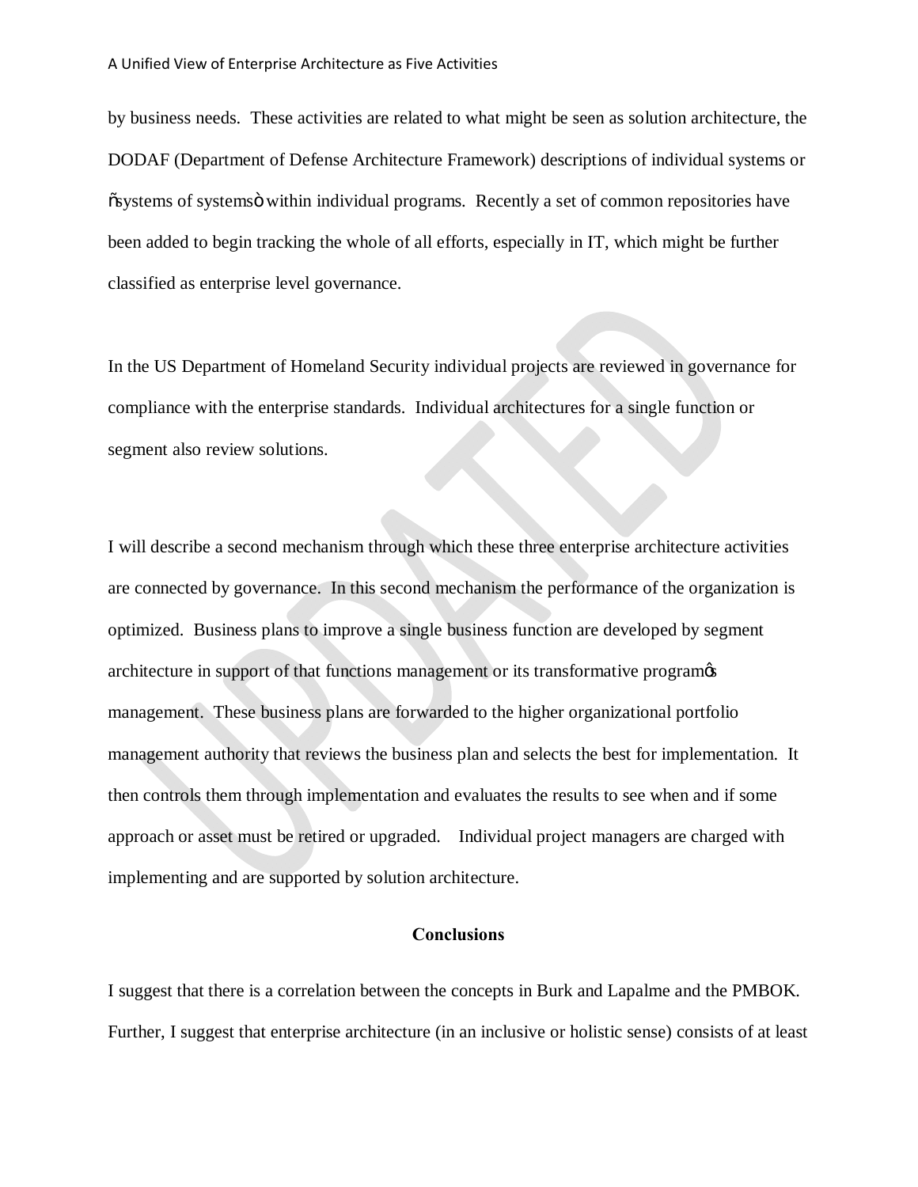by business needs. These activities are related to what might be seen as solution architecture, the DODAF (Department of Defense Architecture Framework) descriptions of individual systems or "systems of systems" within individual programs. Recently a set of common repositories have been added to begin tracking the whole of all efforts, especially in IT, which might be further classified as enterprise level governance.

In the US Department of Homeland Security individual projects are reviewed in governance for compliance with the enterprise standards. Individual architectures for a single function or segment also review solutions.

I will describe a second mechanism through which these three enterprise architecture activities are connected by governance. In this second mechanism the performance of the organization is optimized. Business plans to improve a single business function are developed by segment architecture in support of that functions management or its transformative program's management. These business plans are forwarded to the higher organizational portfolio management authority that reviews the business plan and selects the best for implementation. It then controls them through implementation and evaluates the results to see when and if some approach or asset must be retired or upgraded. Individual project managers are charged with implementing and are supported by solution architecture.

## Conclusions

I suggest that there is a correlation between the concepts in Burk and Lapalme and the PMBOK. Further, I suggest that enterprise architecture (in an inclusive or holistic sense) consists of at least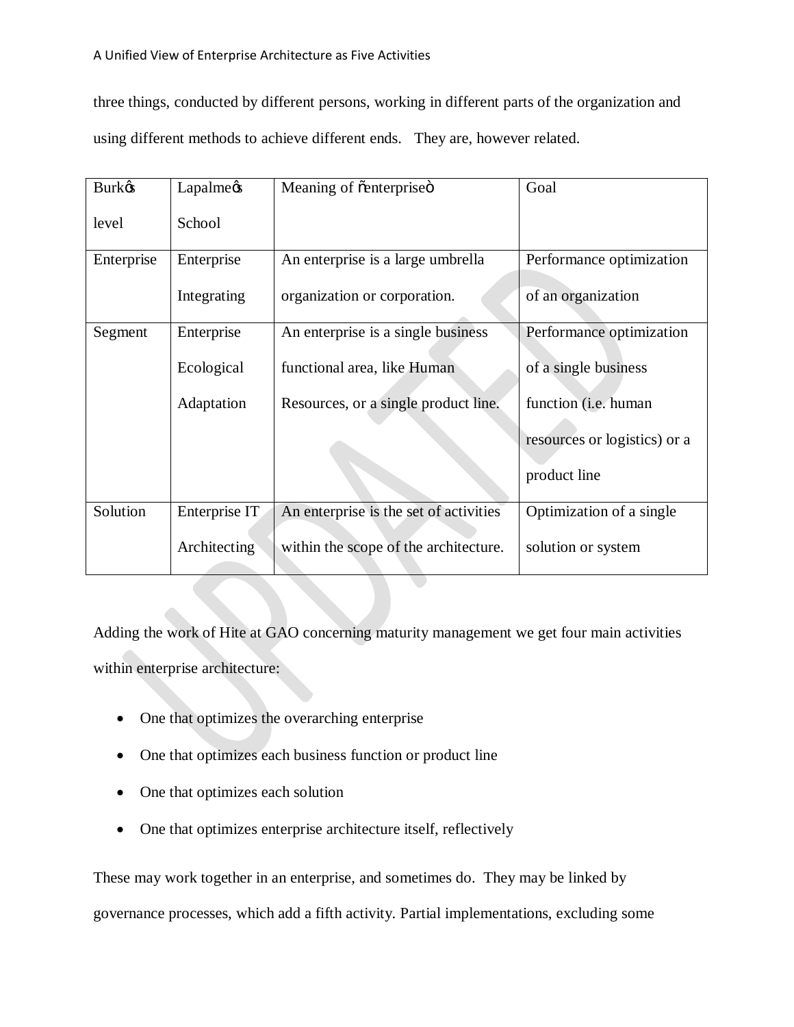three things, conducted by different persons, working in different parts of the organization and using different methods to achieve different ends. They are, however related.

| Burk's level | Lapalme's School | Meaning of "enterprise" | Goal |
| --- | --- | --- | --- |
| Enterprise | Enterprise Integrating | An enterprise is a large umbrella organization or corporation. | Performance optimization of an organization |
| Segment | Enterprise Ecological Adaptation | An enterprise is a single business functional area, like Human Resources, or a single product line. | Performance optimization of a single business function (i.e. human resources or logistics) or a product line |
| Solution | Enterprise IT Architecting | An enterprise is the set of activities within the scope of the architecture. | Optimization of a single solution or system |

Adding the work of Hite at GAO concerning maturity management we get four main activities within enterprise architecture:

- One that optimizes the overarching enterprise
- One that optimizes each business function or product line
- One that optimizes each solution
- One that optimizes enterprise architecture itself, reflectively

These may work together in an enterprise, and sometimes do. They may be linked by governance processes, which add a fifth activity. Partial implementations, excluding some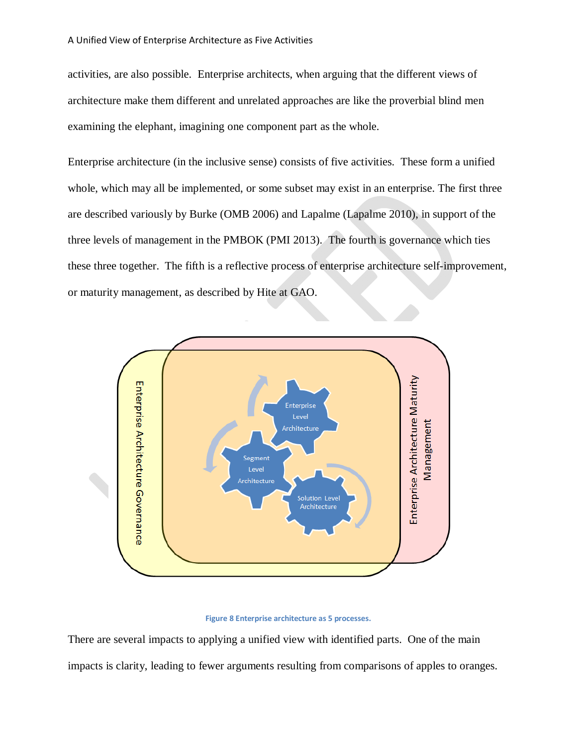activities, are also possible. Enterprise architects, when arguing that the different views of architecture make them different and unrelated approaches are like the proverbial blind men examining the elephant, imagining one component part as the whole.

Enterprise architecture (in the inclusive sense) consists of five activities. These form a unified whole, which may all be implemented, or some subset may exist in an enterprise. The first three are described variously by Burke (OMB 2006) and Lapalme (Lapalme 2010), in support of the three levels of management in the PMBOK (PMI 2013). The fourth is governance which ties these three together. The fifth is a reflective process of enterprise architecture self-improvement, or maturity management, as described by Hite at GAO.

Figure 8 Enterprise architecture as 5 processes.

There are several impacts to applying a unified view with identified parts. One of the main impacts is clarity, leading to fewer arguments resulting from comparisons of apples to oranges.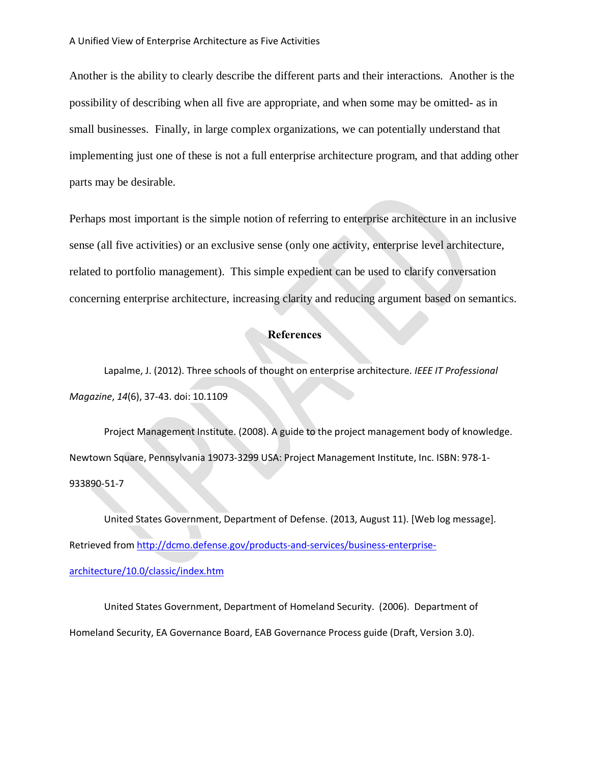Another is the ability to clearly describe the different parts and their interactions. Another is the possibility of describing when all five are appropriate, and when some may be omitted- as in small businesses. Finally, in large complex organizations, we can potentially understand that implementing just one of these is not a full enterprise architecture program, and that adding other parts may be desirable.

Perhaps most important is the simple notion of referring to enterprise architecture in an inclusive sense (all five activities) or an exclusive sense (only one activity, enterprise level architecture, related to portfolio management). This simple expedient can be used to clarify conversation concerning enterprise architecture, increasing clarity and reducing argument based on semantics.

## References

Lapalme, J. (2012). Three schools of thought on enterprise architecture. *IEEE IT Professional Magazine*, *14*(6), 37-43. doi: 10.1109

Project Management Institute. (2008). A guide to the project management body of knowledge. Newtown Square, Pennsylvania 19073-3299 USA: Project Management Institute, Inc. ISBN: 978-1-933890-51-7

United States Government, Department of Defense. (2013, August 11). [Web log message]. Retrieved from http://dcmo.defense.gov/products-and-services/business-enterprise-architecture/10.0/classic/index.htm

United States Government, Department of Homeland Security. (2006). Department of Homeland Security, EA Governance Board, EAB Governance Process guide (Draft, Version 3.0).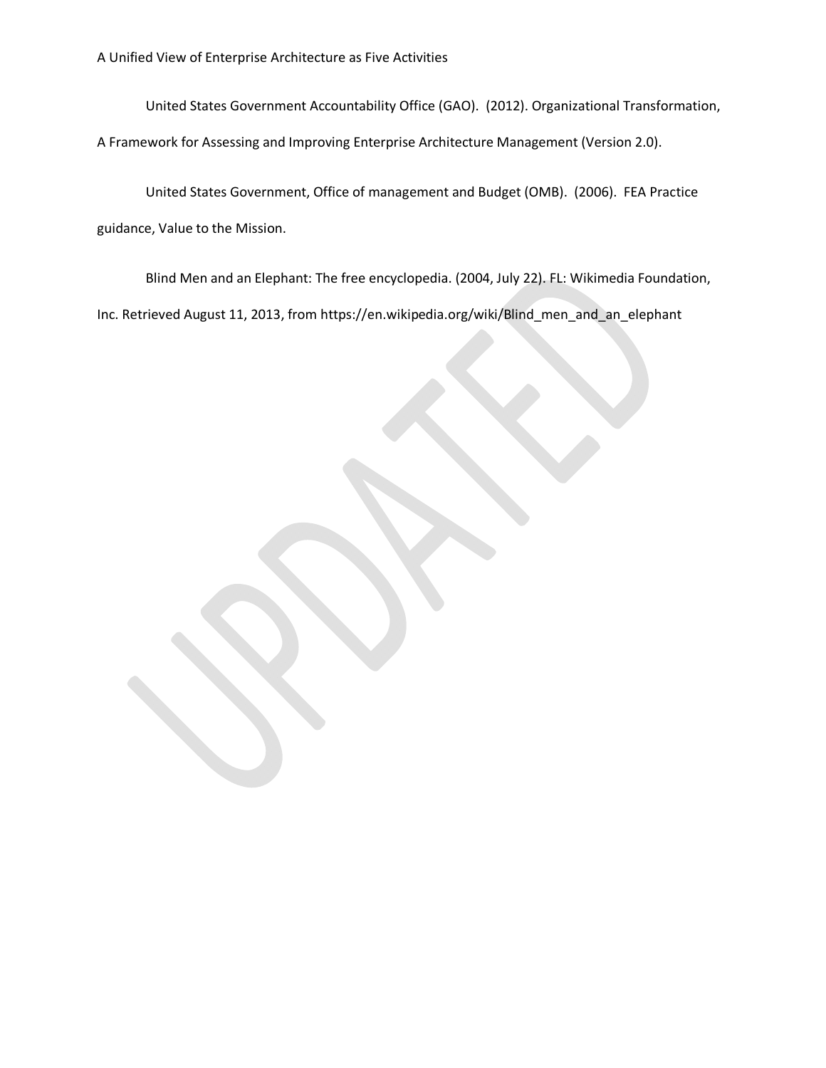United States Government Accountability Office (GAO). (2012). Organizational Transformation, A Framework for Assessing and Improving Enterprise Architecture Management (Version 2.0).

United States Government, Office of management and Budget (OMB). (2006). FEA Practice guidance, Value to the Mission.

Blind Men and an Elephant: The free encyclopedia. (2004, July 22). FL: Wikimedia Foundation, Inc. Retrieved August 11, 2013, from https://en.wikipedia.org/wiki/Blind_men_and_an_elephant